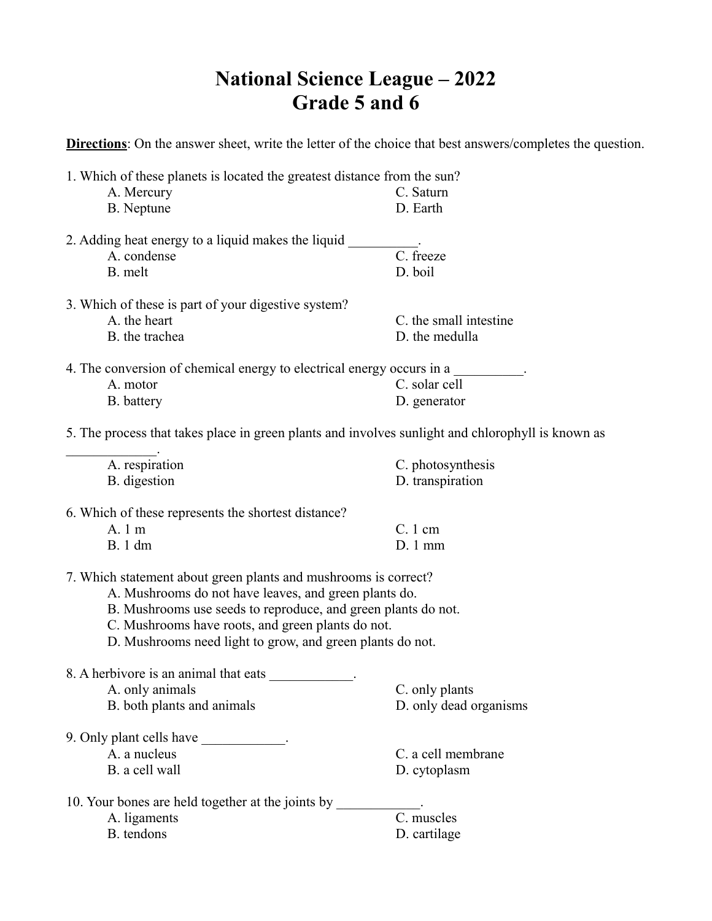# National Science League – 2022
# Grade 5 and 6

**Directions**: On the answer sheet, write the letter of the choice that best answers/completes the question.

1. Which of these planets is located the greatest distance from the sun?
   - A. Mercury
   - B. Neptune
   - C. Saturn
   - D. Earth

2. Adding heat energy to a liquid makes the liquid __________.
   - A. condense
   - B. melt
   - C. freeze
   - D. boil

3. Which of these is part of your digestive system?
   - A. the heart
   - B. the trachea
   - C. the small intestine
   - D. the medulla

4. The conversion of chemical energy to electrical energy occurs in a __________.
   - A. motor
   - B. battery
   - C. solar cell
   - D. generator

5. The process that takes place in green plants and involves sunlight and chlorophyll is known as _____________.
   - A. respiration
   - B. digestion
   - C. photosynthesis
   - D. transpiration

6. Which of these represents the shortest distance?
   - A. 1 m
   - B. 1 dm
   - C. 1 cm
   - D. 1 mm

7. Which statement about green plants and mushrooms is correct?
   - A. Mushrooms do not have leaves, and green plants do.
   - B. Mushrooms use seeds to reproduce, and green plants do not.
   - C. Mushrooms have roots, and green plants do not.
   - D. Mushrooms need light to grow, and green plants do not.

8. A herbivore is an animal that eats ____________.
   - A. only animals
   - B. both plants and animals
   - C. only plants
   - D. only dead organisms

9. Only plant cells have ____________.
   - A. a nucleus
   - B. a cell wall
   - C. a cell membrane
   - D. cytoplasm

10. Your bones are held together at the joints by ____________.
    - A. ligaments
    - B. tendons
    - C. muscles
    - D. cartilage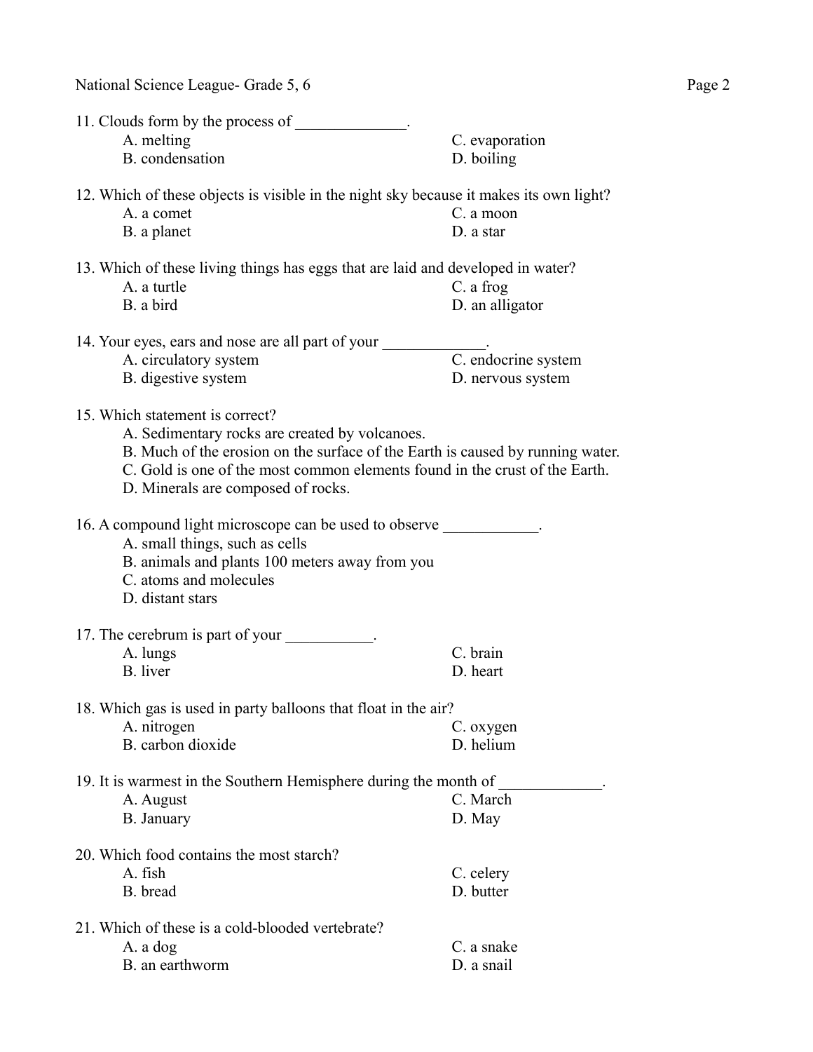11. Clouds form by the process of ______________.
    - A. melting
    - B. condensation
    - C. evaporation
    - D. boiling

12. Which of these objects is visible in the night sky because it makes its own light?
    - A. a comet
    - B. a planet
    - C. a moon
    - D. a star

13. Which of these living things has eggs that are laid and developed in water?
    - A. a turtle
    - B. a bird
    - C. a frog
    - D. an alligator

14. Your eyes, ears and nose are all part of your _____________.
    - A. circulatory system
    - B. digestive system
    - C. endocrine system
    - D. nervous system

15. Which statement is correct?
    - A. Sedimentary rocks are created by volcanoes.
    - B. Much of the erosion on the surface of the Earth is caused by running water.
    - C. Gold is one of the most common elements found in the crust of the Earth.
    - D. Minerals are composed of rocks.

16. A compound light microscope can be used to observe ____________.
    - A. small things, such as cells
    - B. animals and plants 100 meters away from you
    - C. atoms and molecules
    - D. distant stars

17. The cerebrum is part of your ___________.
    - A. lungs
    - B. liver
    - C. brain
    - D. heart

18. Which gas is used in party balloons that float in the air?
    - A. nitrogen
    - B. carbon dioxide
    - C. oxygen
    - D. helium

19. It is warmest in the Southern Hemisphere during the month of _____________.
    - A. August
    - B. January
    - C. March
    - D. May

20. Which food contains the most starch?
    - A. fish
    - B. bread
    - C. celery
    - D. butter

21. Which of these is a cold-blooded vertebrate?
    - A. a dog
    - B. an earthworm
    - C. a snake
    - D. a snail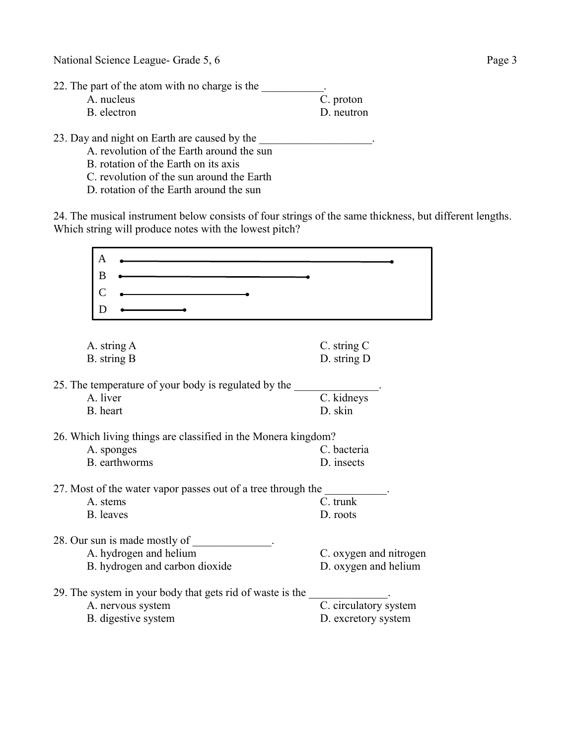22. The part of the atom with no charge is the ___________.

A. nucleus
B. electron
C. proton
D. neutron

23. Day and night on Earth are caused by the ____________________.

A. revolution of the Earth around the sun
B. rotation of the Earth on its axis
C. revolution of the sun around the Earth
D. rotation of the Earth around the sun

24. The musical instrument below consists of four strings of the same thickness, but different lengths. Which string will produce notes with the lowest pitch?

A. string A
B. string B
C. string C
D. string D

25. The temperature of your body is regulated by the _______________.

A. liver
B. heart
C. kidneys
D. skin

26. Which living things are classified in the Monera kingdom?

A. sponges
B. earthworms
C. bacteria
D. insects

27. Most of the water vapor passes out of a tree through the ___________.

A. stems
B. leaves
C. trunk
D. roots

28. Our sun is made mostly of ______________.

A. hydrogen and helium
B. hydrogen and carbon dioxide
C. oxygen and nitrogen
D. oxygen and helium

29. The system in your body that gets rid of waste is the ______________.

A. nervous system
B. digestive system
C. circulatory system
D. excretory system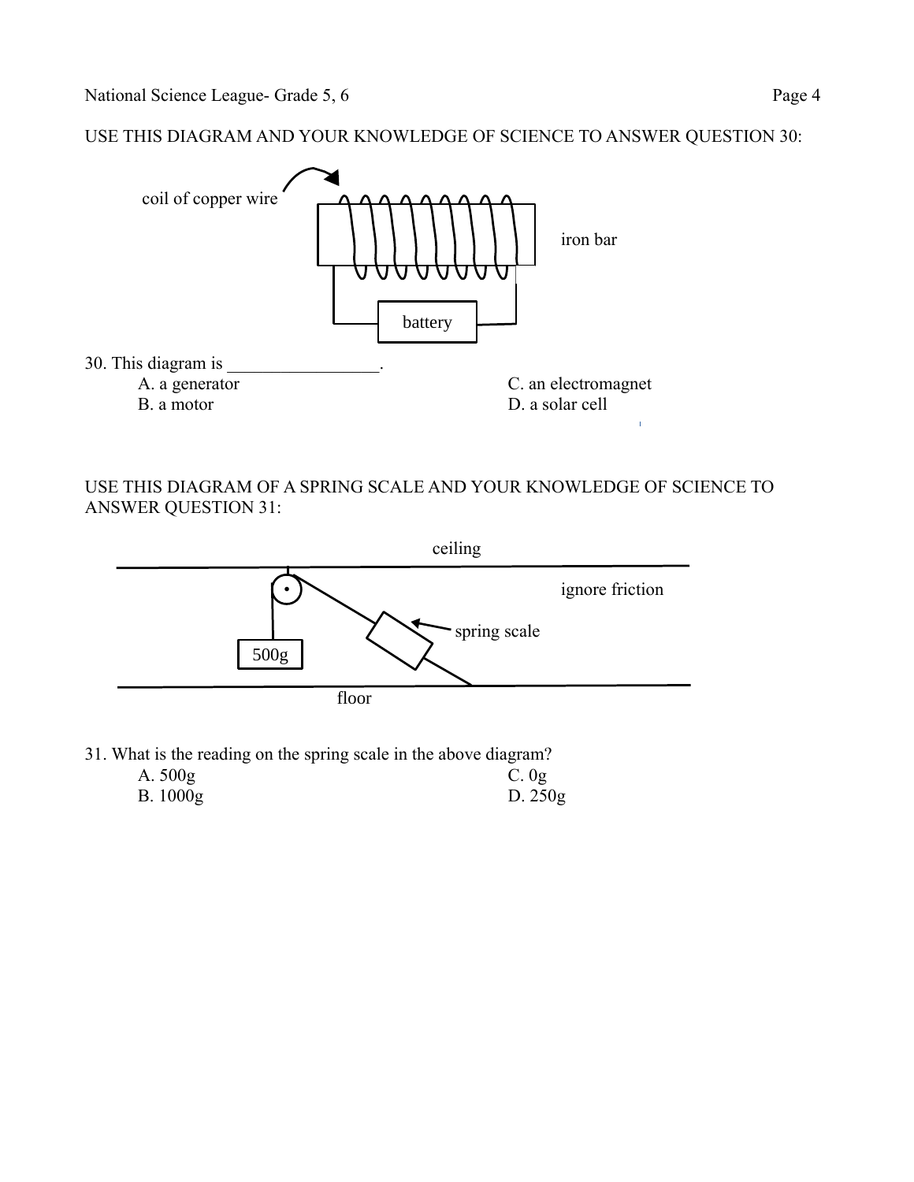USE THIS DIAGRAM AND YOUR KNOWLEDGE OF SCIENCE TO ANSWER QUESTION 30:

coil of copper wire

iron bar

battery

30. This diagram is _________________.

A. a generator
B. a motor
C. an electromagnet
D. a solar cell

USE THIS DIAGRAM OF A SPRING SCALE AND YOUR KNOWLEDGE OF SCIENCE TO ANSWER QUESTION 31:

ceiling

ignore friction

spring scale

500g

floor

31. What is the reading on the spring scale in the above diagram?

A. 500g
B. 1000g
C. 0g
D. 250g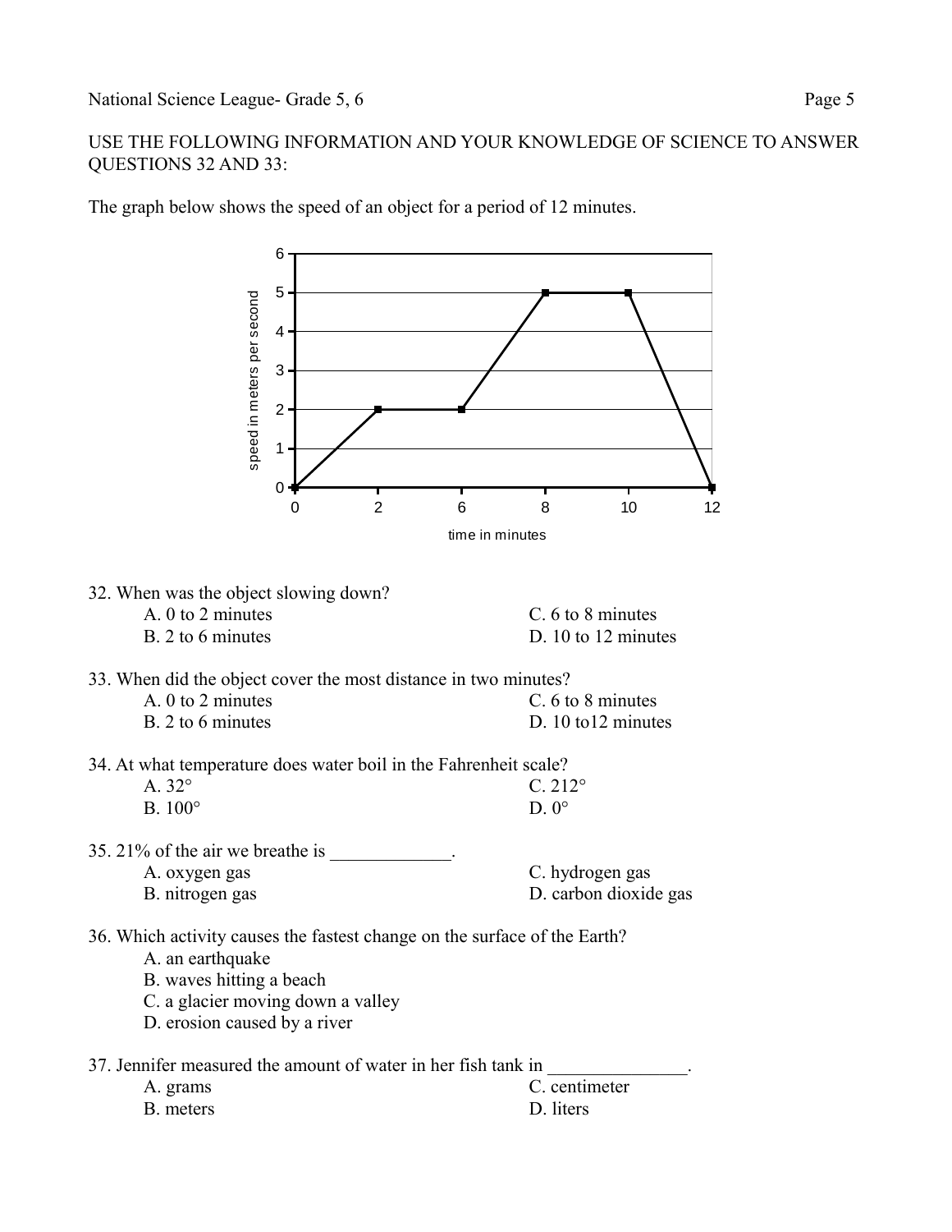USE THE FOLLOWING INFORMATION AND YOUR KNOWLEDGE OF SCIENCE TO ANSWER QUESTIONS 32 AND 33:

The graph below shows the speed of an object for a period of 12 minutes.

32. When was the object slowing down?
    - A. 0 to 2 minutes
    - B. 2 to 6 minutes
    - C. 6 to 8 minutes
    - D. 10 to 12 minutes

33. When did the object cover the most distance in two minutes?
    - A. 0 to 2 minutes
    - B. 2 to 6 minutes
    - C. 6 to 8 minutes
    - D. 10 to12 minutes

34. At what temperature does water boil in the Fahrenheit scale?
    - A. 32°
    - B. 100°
    - C. 212°
    - D. 0°

35. 21% of the air we breathe is _____________.
    - A. oxygen gas
    - B. nitrogen gas
    - C. hydrogen gas
    - D. carbon dioxide gas

36. Which activity causes the fastest change on the surface of the Earth?
    - A. an earthquake
    - B. waves hitting a beach
    - C. a glacier moving down a valley
    - D. erosion caused by a river

37. Jennifer measured the amount of water in her fish tank in _______________.
    - A. grams
    - B. meters
    - C. centimeter
    - D. liters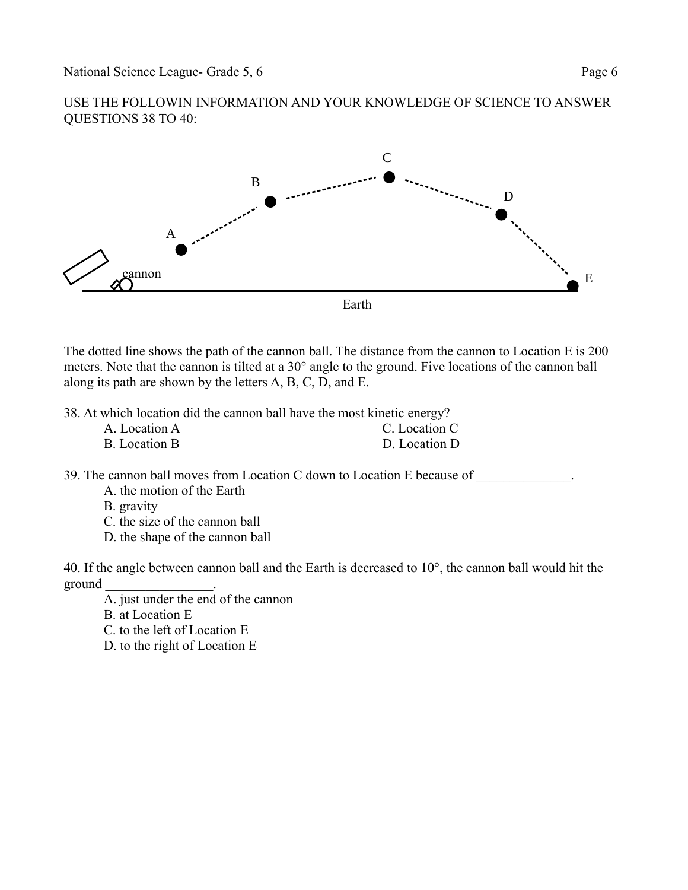USE THE FOLLOWIN INFORMATION AND YOUR KNOWLEDGE OF SCIENCE TO ANSWER QUESTIONS 38 TO 40:

C

B

D

A

cannon

E

Earth

The dotted line shows the path of the cannon ball. The distance from the cannon to Location E is 200 meters. Note that the cannon is tilted at a 30° angle to the ground. Five locations of the cannon ball along its path are shown by the letters A, B, C, D, and E.

38. At which location did the cannon ball have the most kinetic energy?

    A. Location A
    B. Location B
    C. Location C
    D. Location D

39. The cannon ball moves from Location C down to Location E because of ______________.

    A. the motion of the Earth
    B. gravity
    C. the size of the cannon ball
    D. the shape of the cannon ball

40. If the angle between cannon ball and the Earth is decreased to 10°, the cannon ball would hit the ground ________________.

    A. just under the end of the cannon
    B. at Location E
    C. to the left of Location E
    D. to the right of Location E